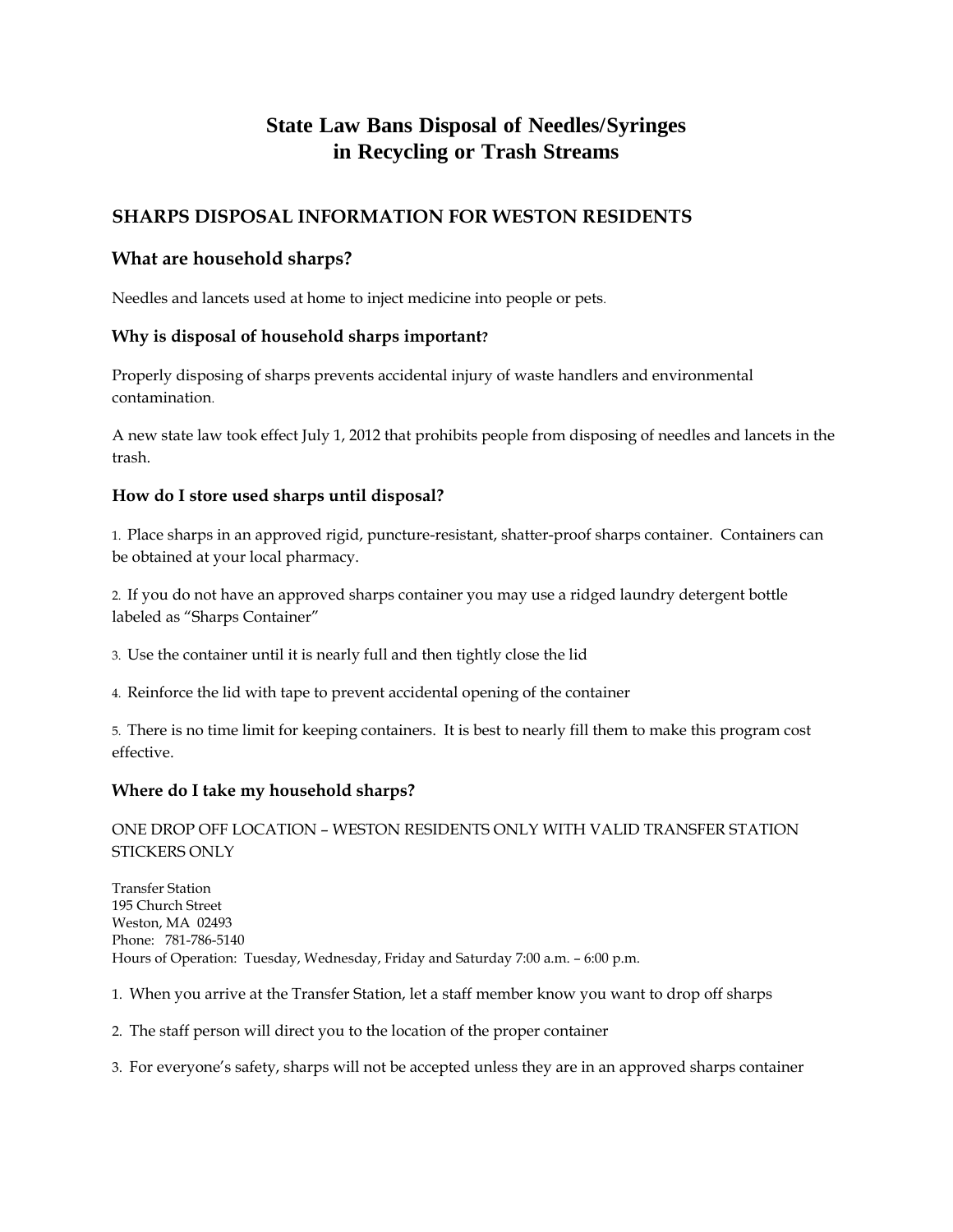# State Law Bans Disposal of Needles/Syringes in Recycling or Trash Streams

## SHARPS DISPOSAL INFORMATION FOR WESTON RESIDENTS

### What are household sharps?

Needles and lancets used at home to inject medicine into people or pets.

#### Why is disposal of household sharps important?

Properly disposing of sharps prevents accidental injury of waste handlers and environmental contamination.

A new state law took effect July 1, 2012 that prohibits people from disposing of needles and lancets in the trash.

#### How do I store used sharps until disposal?

1. Place sharps in an approved rigid, puncture-resistant, shatter-proof sharps container. Containers can be obtained at your local pharmacy.

2. If you do not have an approved sharps container you may use a ridged laundry detergent bottle labeled as "Sharps Container"

3. Use the container until it is nearly full and then tightly close the lid

4. Reinforce the lid with tape to prevent accidental opening of the container

5. There is no time limit for keeping containers. It is best to nearly fill them to make this program cost effective.

#### Where do I take my household sharps?

ONE DROP OFF LOCATION – WESTON RESIDENTS ONLY WITH VALID TRANSFER STATION STICKERS ONLY

Transfer Station
195 Church Street
Weston, MA 02493
Phone: 781-786-5140
Hours of Operation: Tuesday, Wednesday, Friday and Saturday 7:00 a.m. – 6:00 p.m.

1. When you arrive at the Transfer Station, let a staff member know you want to drop off sharps

2. The staff person will direct you to the location of the proper container

3. For everyone's safety, sharps will not be accepted unless they are in an approved sharps container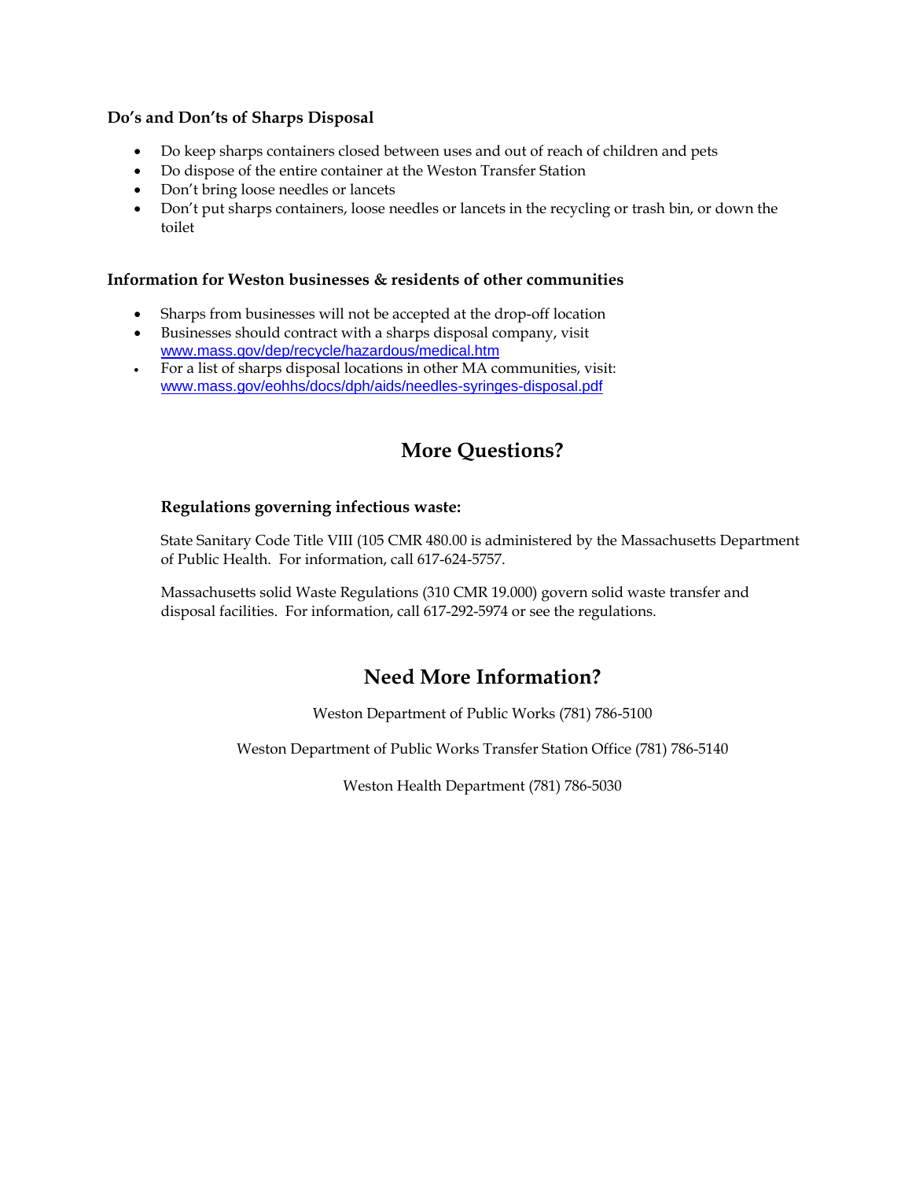### Do's and Don'ts of Sharps Disposal

- Do keep sharps containers closed between uses and out of reach of children and pets
- Do dispose of the entire container at the Weston Transfer Station
- Don't bring loose needles or lancets
- Don't put sharps containers, loose needles or lancets in the recycling or trash bin, or down the toilet

### Information for Weston businesses & residents of other communities

- Sharps from businesses will not be accepted at the drop-off location
- Businesses should contract with a sharps disposal company, visit www.mass.gov/dep/recycle/hazardous/medical.htm
- For a list of sharps disposal locations in other MA communities, visit: www.mass.gov/eohhs/docs/dph/aids/needles-syringes-disposal.pdf

## More Questions?

### Regulations governing infectious waste:

State Sanitary Code Title VIII (105 CMR 480.00 is administered by the Massachusetts Department of Public Health. For information, call 617-624-5757.

Massachusetts solid Waste Regulations (310 CMR 19.000) govern solid waste transfer and disposal facilities. For information, call 617-292-5974 or see the regulations.

## Need More Information?

Weston Department of Public Works (781) 786-5100

Weston Department of Public Works Transfer Station Office (781) 786-5140

Weston Health Department (781) 786-5030